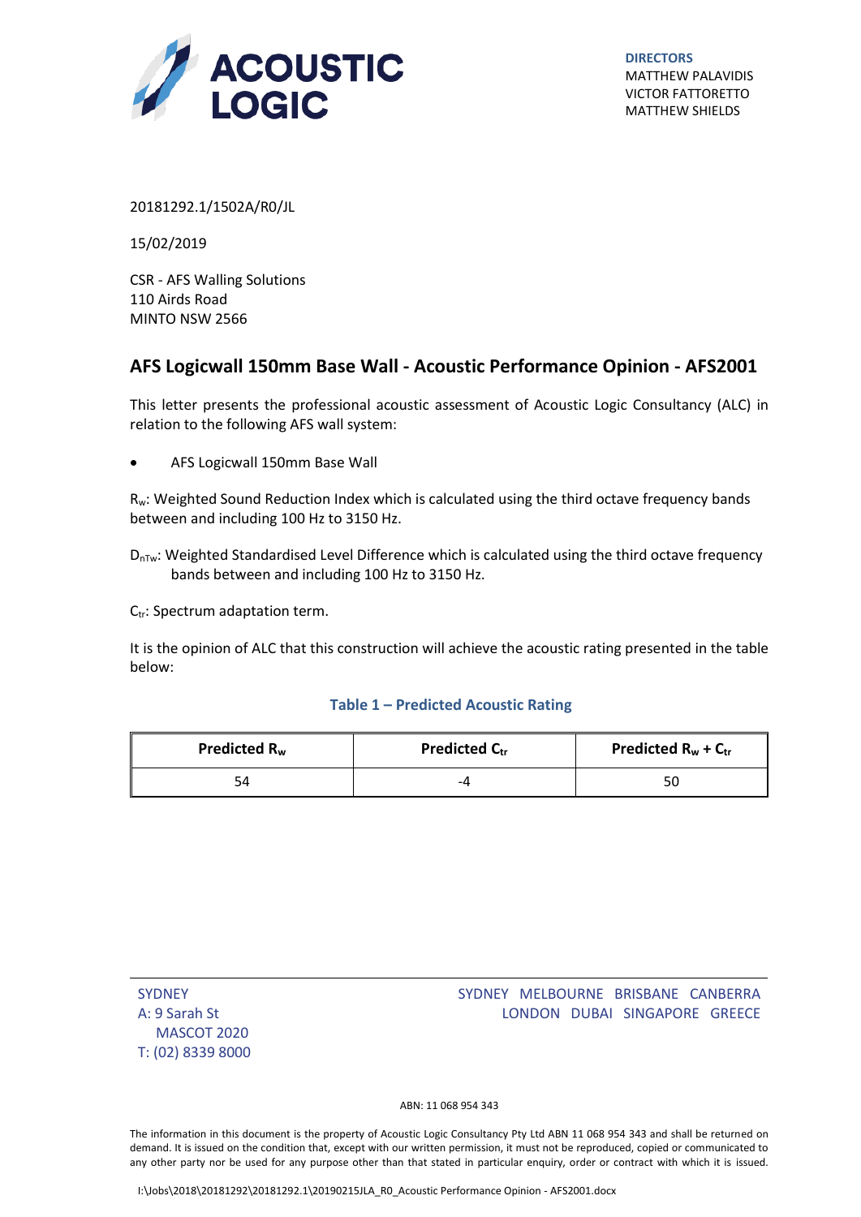**ACOUSTIC LOGIC**

**DIRECTORS**
MATTHEW PALAVIDIS
VICTOR FATTORETTO
MATTHEW SHIELDS

20181292.1/1502A/R0/JL

15/02/2019

CSR - AFS Walling Solutions
110 Airds Road
MINTO NSW 2566

## AFS Logicwall 150mm Base Wall - Acoustic Performance Opinion - AFS2001

This letter presents the professional acoustic assessment of Acoustic Logic Consultancy (ALC) in relation to the following AFS wall system:

- AFS Logicwall 150mm Base Wall

$R_w$: Weighted Sound Reduction Index which is calculated using the third octave frequency bands between and including 100 Hz to 3150 Hz.

$D_{nTw}$: Weighted Standardised Level Difference which is calculated using the third octave frequency bands between and including 100 Hz to 3150 Hz.

$C_{tr}$: Spectrum adaptation term.

It is the opinion of ALC that this construction will achieve the acoustic rating presented in the table below:

**Table 1 – Predicted Acoustic Rating**

| Predicted $R_w$ | Predicted $C_{tr}$ | Predicted $R_w + C_{tr}$ |
|---|---|---|
| 54 | -4 | 50 |

SYDNEY
A: 9 Sarah St
MASCOT 2020
T: (02) 8339 8000

SYDNEY MELBOURNE BRISBANE CANBERRA
LONDON DUBAI SINGAPORE GREECE

ABN: 11 068 954 343

The information in this document is the property of Acoustic Logic Consultancy Pty Ltd ABN 11 068 954 343 and shall be returned on demand. It is issued on the condition that, except with our written permission, it must not be reproduced, copied or communicated to any other party nor be used for any purpose other than that stated in particular enquiry, order or contract with which it is issued.

I:\Jobs\2018\20181292\20181292.1\20190215JLA_R0_Acoustic Performance Opinion - AFS2001.docx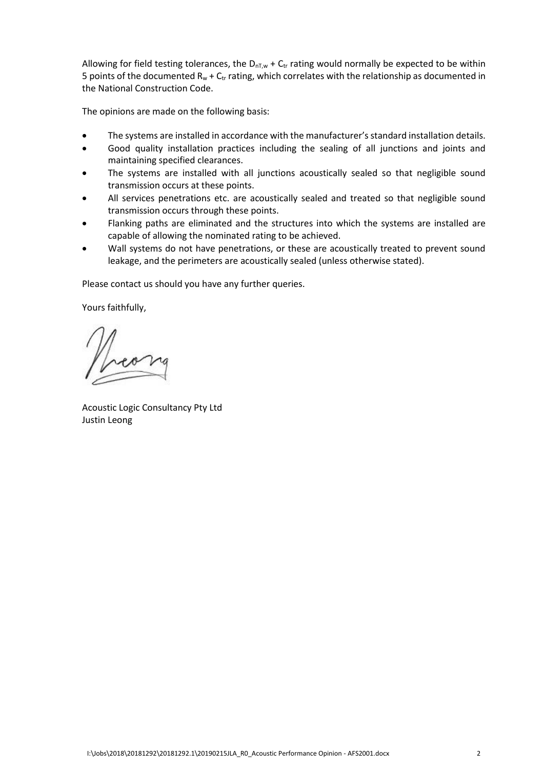Allowing for field testing tolerances, the $D_{nT,w} + C_{tr}$ rating would normally be expected to be within 5 points of the documented $R_w + C_{tr}$ rating, which correlates with the relationship as documented in the National Construction Code.

The opinions are made on the following basis:

- The systems are installed in accordance with the manufacturer's standard installation details.
- Good quality installation practices including the sealing of all junctions and joints and maintaining specified clearances.
- The systems are installed with all junctions acoustically sealed so that negligible sound transmission occurs at these points.
- All services penetrations etc. are acoustically sealed and treated so that negligible sound transmission occurs through these points.
- Flanking paths are eliminated and the structures into which the systems are installed are capable of allowing the nominated rating to be achieved.
- Wall systems do not have penetrations, or these are acoustically treated to prevent sound leakage, and the perimeters are acoustically sealed (unless otherwise stated).

Please contact us should you have any further queries.

Yours faithfully,

Acoustic Logic Consultancy Pty Ltd
Justin Leong